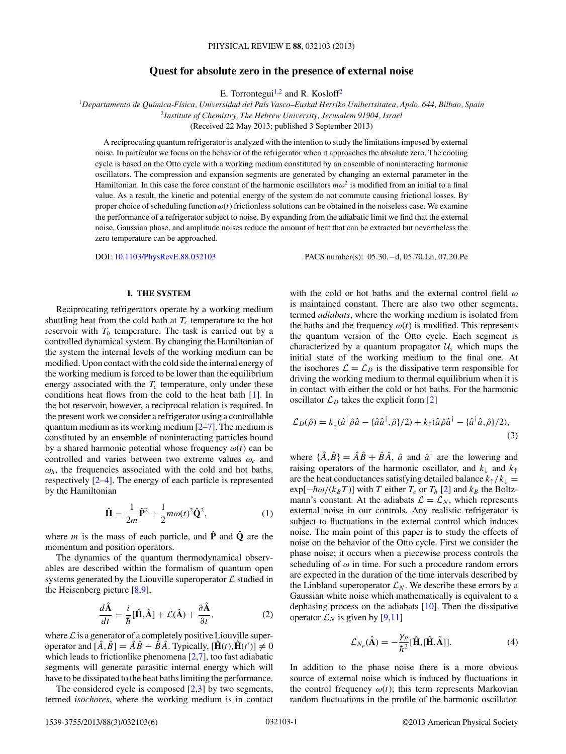# Quest for absolute zero in the presence of external noise

E. Torrontegui[1,2] and R. Kosloff[2]

[1]*Departamento de Química-Física, Universidad del País Vasco–Euskal Herriko Unibertsitatea, Apdo. 644, Bilbao, Spain*
[2]*Institute of Chemistry, The Hebrew University, Jerusalem 91904, Israel*
(Received 22 May 2013; published 3 September 2013)

A reciprocating quantum refrigerator is analyzed with the intention to study the limitations imposed by external noise. In particular we focus on the behavior of the refrigerator when it approaches the absolute zero. The cooling cycle is based on the Otto cycle with a working medium constituted by an ensemble of noninteracting harmonic oscillators. The compression and expansion segments are generated by changing an external parameter in the Hamiltonian. In this case the force constant of the harmonic oscillators $m\omega^2$ is modified from an initial to a final value. As a result, the kinetic and potential energy of the system do not commute causing frictional losses. By proper choice of scheduling function $\omega(t)$ frictionless solutions can be obtained in the noiseless case. We examine the performance of a refrigerator subject to noise. By expanding from the adiabatic limit we find that the external noise, Gaussian phase, and amplitude noises reduce the amount of heat that can be extracted but nevertheless the zero temperature can be approached.

DOI: 10.1103/PhysRevE.88.032103 PACS number(s): 05.30.−d, 05.70.Ln, 07.20.Pe

## I. THE SYSTEM

Reciprocating refrigerators operate by a working medium shuttling heat from the cold bath at $T_c$ temperature to the hot reservoir with $T_h$ temperature. The task is carried out by a controlled dynamical system. By changing the Hamiltonian of the system the internal levels of the working medium can be modified. Upon contact with the cold side the internal energy of the working medium is forced to be lower than the equilibrium energy associated with the $T_c$ temperature, only under these conditions heat flows from the cold to the heat bath [1]. In the hot reservoir, however, a reciprocal relation is required. In the present work we consider a refrigerator using a controllable quantum medium as its working medium [2–7]. The medium is constituted by an ensemble of noninteracting particles bound by a shared harmonic potential whose frequency $\omega(t)$ can be controlled and varies between two extreme values $\omega_c$ and $\omega_h$, the frequencies associated with the cold and hot baths, respectively [2–4]. The energy of each particle is represented by the Hamiltonian

$$\hat{\mathbf{H}} = \frac{1}{2m}\hat{\mathbf{P}}^2 + \frac{1}{2}m\omega(t)^2\hat{\mathbf{Q}}^2, \tag{1}$$

where $m$ is the mass of each particle, and $\hat{\mathbf{P}}$ and $\hat{\mathbf{Q}}$ are the momentum and position operators.

The dynamics of the quantum thermodynamical observables are described within the formalism of quantum open systems generated by the Liouville superoperator $\mathcal{L}$ studied in the Heisenberg picture [8,9],

$$\frac{d\hat{\mathbf{A}}}{dt} = \frac{i}{\hbar}[\hat{\mathbf{H}},\hat{\mathbf{A}}] + \mathcal{L}(\hat{\mathbf{A}}) + \frac{\partial \hat{\mathbf{A}}}{\partial t}, \tag{2}$$

where $\mathcal{L}$ is a generator of a completely positive Liouville superoperator and $[\hat{A},\hat{B}] = \hat{A}\hat{B} - \hat{B}\hat{A}$. Typically, $[\hat{\mathbf{H}}(t),\hat{\mathbf{H}}(t')] \neq 0$ which leads to frictionlike phenomena [2,7], too fast adiabatic segments will generate parasitic internal energy which will have to be dissipated to the heat baths limiting the performance.

The considered cycle is composed [2,3] by two segments, termed *isochores*, where the working medium is in contact with the cold or hot baths and the external control field $\omega$ is maintained constant. There are also two other segments, termed *adiabats*, where the working medium is isolated from the baths and the frequency $\omega(t)$ is modified. This represents the quantum version of the Otto cycle. Each segment is characterized by a quantum propagator $\mathcal{U}_s$ which maps the initial state of the working medium to the final one. At the isochores $\mathcal{L} = \mathcal{L}_D$ is the dissipative term responsible for driving the working medium to thermal equilibrium when it is in contact with either the cold or hot baths. For the harmonic oscillator $\mathcal{L}_D$ takes the explicit form [2]

$$\mathcal{L}_D(\hat{\rho}) = k_\downarrow(\hat{a}^\dagger\hat{\rho}\hat{a} - \{\hat{a}\hat{a}^\dagger,\hat{\rho}\}/2) + k_\uparrow(\hat{a}\hat{\rho}\hat{a}^\dagger - \{\hat{a}^\dagger\hat{a},\hat{\rho}\}/2), \tag{3}$$

where $\{\hat{A},\hat{B}\} = \hat{A}\hat{B} + \hat{B}\hat{A}$, $\hat{a}$ and $\hat{a}^\dagger$ are the lowering and raising operators of the harmonic oscillator, $k_\downarrow$ and $k_\uparrow$ are the heat conductances satisfying detailed balance $k_\uparrow/k_\downarrow = \exp[-\hbar\omega/(k_B T)]$ with $T$ either $T_c$ or $T_h$ [2] and $k_B$ the Boltzmann's constant. At the adiabats $\mathcal{L} = \mathcal{L}_N$, which represents external noise in our controls. Any realistic refrigerator is subject to fluctuations in the external control which induces noise. The main point of this paper is to study the effects of noise on the behavior of the Otto cycle. First we consider the phase noise; it occurs when a piecewise process controls the scheduling of $\omega$ in time. For such a procedure random errors are expected in the duration of the time intervals described by the Linbland superoperator $\mathcal{L}_N$. We describe these errors by a Gaussian white noise which mathematically is equivalent to a dephasing process on the adiabats [10]. Then the dissipative operator $\mathcal{L}_N$ is given by [9,11]

$$\mathcal{L}_{N_p}(\hat{\mathbf{A}}) = -\frac{\gamma_p}{\hbar^2}[\hat{\mathbf{H}},[\hat{\mathbf{H}},\hat{\mathbf{A}}]]. \tag{4}$$

In addition to the phase noise there is a more obvious source of external noise which is induced by fluctuations in the control frequency $\omega(t)$; this term represents Markovian random fluctuations in the profile of the harmonic oscillator.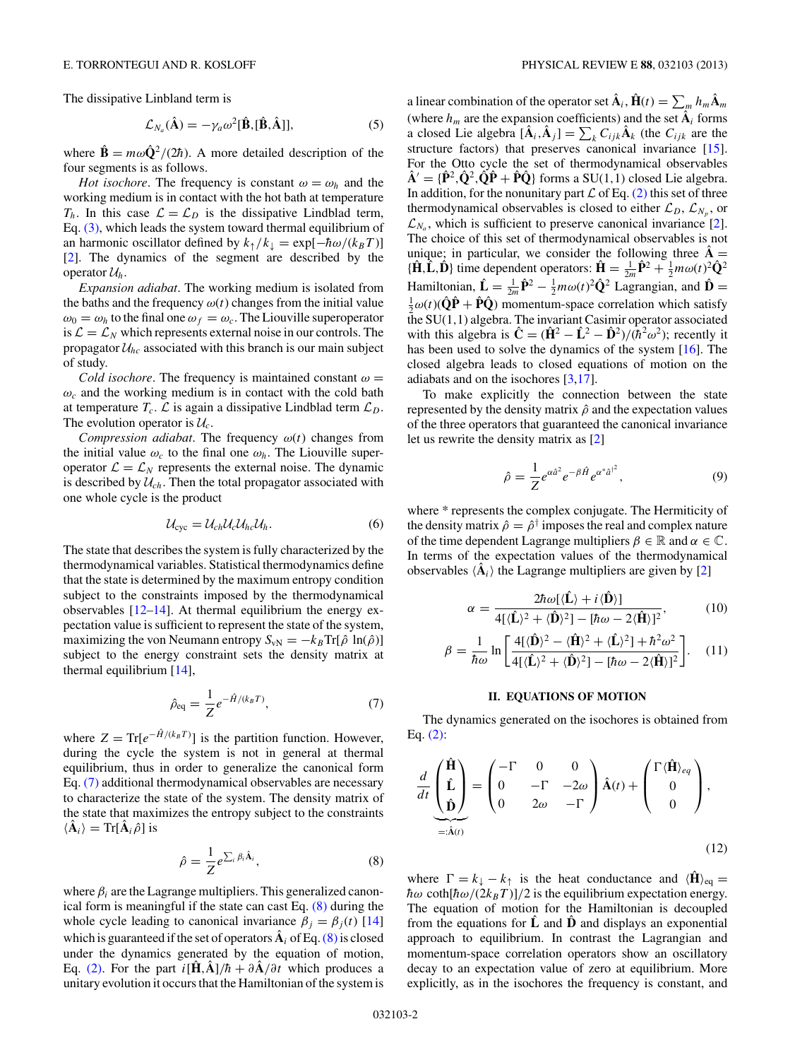The dissipative Linbland term is

$$\mathcal{L}_{N_a}(\hat{\mathbf{A}}) = -\gamma_a \omega^2 [\hat{\mathbf{B}},[\hat{\mathbf{B}},\hat{\mathbf{A}}]], \tag{5}$$

where $\hat{\mathbf{B}} = m\omega\hat{\mathbf{Q}}^2/(2\hbar)$. A more detailed description of the four segments is as follows.

*Hot isochore*. The frequency is constant $\omega = \omega_h$ and the working medium is in contact with the hot bath at temperature $T_h$. In this case $\mathcal{L} = \mathcal{L}_D$ is the dissipative Lindblad term, Eq. (3), which leads the system toward thermal equilibrium of an harmonic oscillator defined by $k_\uparrow/k_\downarrow = \exp[-\hbar\omega/(k_B T)]$ [2]. The dynamics of the segment are described by the operator $\mathcal{U}_h$.

*Expansion adiabat*. The working medium is isolated from the baths and the frequency $\omega(t)$ changes from the initial value $\omega_0 = \omega_h$ to the final one $\omega_f = \omega_c$. The Liouville superoperator is $\mathcal{L} = \mathcal{L}_N$ which represents external noise in our controls. The propagator $\mathcal{U}_{hc}$ associated with this branch is our main subject of study.

*Cold isochore*. The frequency is maintained constant $\omega = \omega_c$ and the working medium is in contact with the cold bath at temperature $T_c$. $\mathcal{L}$ is again a dissipative Lindblad term $\mathcal{L}_D$. The evolution operator is $\mathcal{U}_c$.

*Compression adiabat*. The frequency $\omega(t)$ changes from the initial value $\omega_c$ to the final one $\omega_h$. The Liouville superoperator $\mathcal{L} = \mathcal{L}_N$ represents the external noise. The dynamic is described by $\mathcal{U}_{ch}$. Then the total propagator associated with one whole cycle is the product

$$\mathcal{U}_{\text{cyc}} = \mathcal{U}_{ch}\mathcal{U}_c\mathcal{U}_{hc}\mathcal{U}_h. \tag{6}$$

The state that describes the system is fully characterized by the thermodynamical variables. Statistical thermodynamics define that the state is determined by the maximum entropy condition subject to the constraints imposed by the thermodynamical observables [12–14]. At thermal equilibrium the energy expectation value is sufficient to represent the state of the system, maximizing the von Neumann entropy $S_{\text{vN}} = -k_B \text{Tr}[\hat{\rho}\ \ln(\hat{\rho})]$ subject to the energy constraint sets the density matrix at thermal equilibrium [14],

$$\hat{\rho}_{\text{eq}} = \frac{1}{Z} e^{-\hat{H}/(k_B T)}, \tag{7}$$

where $Z = \text{Tr}[e^{-\hat{H}/(k_B T)}]$ is the partition function. However, during the cycle the system is not in general at thermal equilibrium, thus in order to generalize the canonical form Eq. (7) additional thermodynamical observables are necessary to characterize the state of the system. The density matrix of the state that maximizes the entropy subject to the constraints $\langle \hat{\mathbf{A}}_i \rangle = \text{Tr}[\hat{\mathbf{A}}_i \hat{\rho}]$ is

$$\hat{\rho} = \frac{1}{Z} e^{\sum_i \beta_i \hat{\mathbf{A}}_i}, \tag{8}$$

where $\beta_i$ are the Lagrange multipliers. This generalized canonical form is meaningful if the state can cast Eq. (8) during the whole cycle leading to canonical invariance $\beta_j = \beta_j(t)$ [14] which is guaranteed if the set of operators $\hat{\mathbf{A}}_i$ of Eq. (8) is closed under the dynamics generated by the equation of motion, Eq. (2). For the part $i[\hat{\mathbf{H}},\hat{\mathbf{A}}]/\hbar + \partial\hat{\mathbf{A}}/\partial t$ which produces a unitary evolution it occurs that the Hamiltonian of the system is a linear combination of the operator set $\hat{\mathbf{A}}_i, \hat{\mathbf{H}}(t) = \sum_m h_m \hat{\mathbf{A}}_m$ (where $h_m$ are the expansion coefficients) and the set $\hat{\mathbf{A}}_i$ forms a closed Lie algebra $[\hat{\mathbf{A}}_i,\hat{\mathbf{A}}_j] = \sum_k C_{ijk}\hat{\mathbf{A}}_k$ (the $C_{ijk}$ are the structure factors) that preserves canonical invariance [15]. For the Otto cycle the set of thermodynamical observables $\hat{\mathbf{A}}' = \{\hat{\mathbf{P}}^2,\hat{\mathbf{Q}}^2,\hat{\mathbf{Q}}\hat{\mathbf{P}} + \hat{\mathbf{P}}\hat{\mathbf{Q}}\}$ forms a SU(1,1) closed Lie algebra. In addition, for the nonunitary part $\mathcal{L}$ of Eq. (2) this set of three thermodynamical observables is closed to either $\mathcal{L}_D$, $\mathcal{L}_{N_p}$, or $\mathcal{L}_{N_a}$, which is sufficient to preserve canonical invariance [2]. The choice of this set of thermodynamical observables is not unique; in particular, we consider the following three $\hat{\mathbf{A}} = \{\hat{\mathbf{H}},\hat{\mathbf{L}},\hat{\mathbf{D}}\}$ time dependent operators: $\hat{\mathbf{H}} = \frac{1}{2m}\hat{\mathbf{P}}^2 + \frac{1}{2}m\omega(t)^2\hat{\mathbf{Q}}^2$ Hamiltonian, $\hat{\mathbf{L}} = \frac{1}{2m}\hat{\mathbf{P}}^2 - \frac{1}{2}m\omega(t)^2\hat{\mathbf{Q}}^2$ Lagrangian, and $\hat{\mathbf{D}} = \frac{1}{2}\omega(t)(\hat{\mathbf{Q}}\hat{\mathbf{P}} + \hat{\mathbf{P}}\hat{\mathbf{Q}})$ momentum-space correlation which satisfy the SU(1,1) algebra. The invariant Casimir operator associated with this algebra is $\hat{\mathbf{C}} = (\hat{\mathbf{H}}^2 - \hat{\mathbf{L}}^2 - \hat{\mathbf{D}}^2)/(\hbar^2\omega^2)$; recently it has been used to solve the dynamics of the system [16]. The closed algebra leads to closed equations of motion on the adiabats and on the isochores [3,17].

To make explicitly the connection between the state represented by the density matrix $\hat{\rho}$ and the expectation values of the three operators that guaranteed the canonical invariance let us rewrite the density matrix as [2]

$$\hat{\rho} = \frac{1}{Z} e^{\alpha\hat{a}^2} e^{-\beta\hat{H}} e^{\alpha^*\hat{a}^{\dagger 2}}, \tag{9}$$

where * represents the complex conjugate. The Hermiticity of the density matrix $\hat{\rho} = \hat{\rho}^\dagger$ imposes the real and complex nature of the time dependent Lagrange multipliers $\beta \in \mathbb{R}$ and $\alpha \in \mathbb{C}$. In terms of the expectation values of the thermodynamical observables $\langle \hat{\mathbf{A}}_i \rangle$ the Lagrange multipliers are given by [2]

$$\alpha = \frac{2\hbar\omega[\langle\hat{\mathbf{L}}\rangle + i\langle\hat{\mathbf{D}}\rangle]}{4[\langle\hat{\mathbf{L}}\rangle^2 + \langle\hat{\mathbf{D}}\rangle^2] - [\hbar\omega - 2\langle\hat{\mathbf{H}}\rangle]^2}, \tag{10}$$

$$\beta = \frac{1}{\hbar\omega} \ln\left[\frac{4[\langle\hat{\mathbf{D}}\rangle^2 - \langle\hat{\mathbf{H}}\rangle^2 + \langle\hat{\mathbf{L}}\rangle^2] + \hbar^2\omega^2}{4[\langle\hat{\mathbf{L}}\rangle^2 + \langle\hat{\mathbf{D}}\rangle^2] - [\hbar\omega - 2\langle\hat{\mathbf{H}}\rangle]^2}\right]. \tag{11}$$

## II. EQUATIONS OF MOTION

The dynamics generated on the isochores is obtained from Eq. (2):

$$\frac{d}{dt}\underbrace{\begin{pmatrix}\hat{\mathbf{H}}\\ \hat{\mathbf{L}}\\ \hat{\mathbf{D}}\end{pmatrix}}_{=:\hat{\mathbf{A}}(t)} = \begin{pmatrix}-\Gamma & 0 & 0\\ 0 & -\Gamma & -2\omega\\ 0 & 2\omega & -\Gamma\end{pmatrix}\hat{\mathbf{A}}(t) + \begin{pmatrix}\Gamma\langle\hat{\mathbf{H}}\rangle_{eq}\\ 0\\ 0\end{pmatrix}, \tag{12}$$

where $\Gamma = k_\downarrow - k_\uparrow$ is the heat conductance and $\langle\hat{\mathbf{H}}\rangle_{\text{eq}} = \hbar\omega\ \coth[\hbar\omega/(2k_B T)]/2$ is the equilibrium expectation energy. The equation of motion for the Hamiltonian is decoupled from the equations for $\hat{\mathbf{L}}$ and $\hat{\mathbf{D}}$ and displays an exponential approach to equilibrium. In contrast the Lagrangian and momentum-space correlation operators show an oscillatory decay to an expectation value of zero at equilibrium. More explicitly, as in the isochores the frequency is constant, and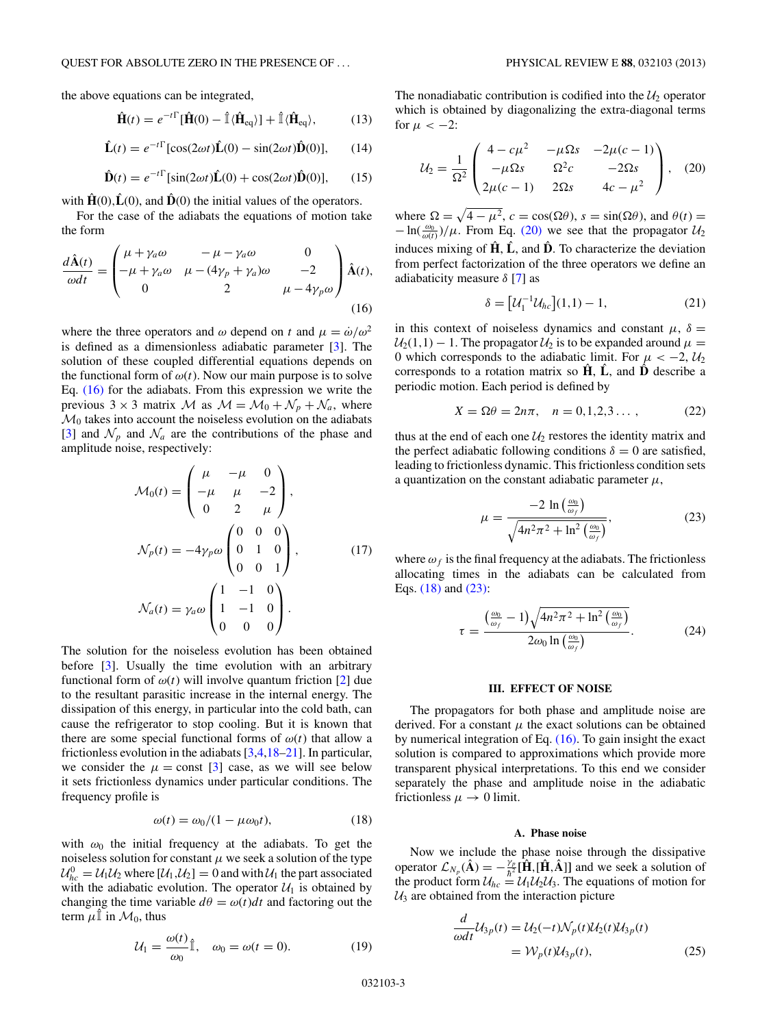the above equations can be integrated,

$$\hat{\mathbf{H}}(t) = e^{-t\Gamma}[\hat{\mathbf{H}}(0) - \hat{\mathbb{I}}\langle\hat{\mathbf{H}}_{\text{eq}}\rangle] + \hat{\mathbb{I}}\langle\hat{\mathbf{H}}_{\text{eq}}\rangle, \tag{13}$$

$$\hat{\mathbf{L}}(t) = e^{-t\Gamma}[\cos(2\omega t)\hat{\mathbf{L}}(0) - \sin(2\omega t)\hat{\mathbf{D}}(0)], \tag{14}$$

$$\hat{\mathbf{D}}(t) = e^{-t\Gamma}[\sin(2\omega t)\hat{\mathbf{L}}(0) + \cos(2\omega t)\hat{\mathbf{D}}(0)], \tag{15}$$

with $\hat{\mathbf{H}}(0)$,$\hat{\mathbf{L}}(0)$, and $\hat{\mathbf{D}}(0)$ the initial values of the operators.

For the case of the adiabats the equations of motion take the form

$$\frac{d\hat{\mathbf{A}}(t)}{\omega dt} = \begin{pmatrix} \mu + \gamma_a\omega & -\mu - \gamma_a\omega & 0 \\ -\mu + \gamma_a\omega & \mu - (4\gamma_p + \gamma_a)\omega & -2 \\ 0 & 2 & \mu - 4\gamma_p\omega \end{pmatrix} \hat{\mathbf{A}}(t), \tag{16}$$

where the three operators and $\omega$ depend on $t$ and $\mu = \dot{\omega}/\omega^2$ is defined as a dimensionless adiabatic parameter [3]. The solution of these coupled differential equations depends on the functional form of $\omega(t)$. Now our main purpose is to solve Eq. (16) for the adiabats. From this expression we write the previous $3 \times 3$ matrix $\mathcal{M}$ as $\mathcal{M} = \mathcal{M}_0 + \mathcal{N}_p + \mathcal{N}_a$, where $\mathcal{M}_0$ takes into account the noiseless evolution on the adiabats [3] and $\mathcal{N}_p$ and $\mathcal{N}_a$ are the contributions of the phase and amplitude noise, respectively:

$$\mathcal{M}_0(t) = \begin{pmatrix} \mu & -\mu & 0 \\ -\mu & \mu & -2 \\ 0 & 2 & \mu \end{pmatrix},$$

$$\mathcal{N}_p(t) = -4\gamma_p\omega \begin{pmatrix} 0 & 0 & 0 \\ 0 & 1 & 0 \\ 0 & 0 & 1 \end{pmatrix}, \tag{17}$$

$$\mathcal{N}_a(t) = \gamma_a\omega \begin{pmatrix} 1 & -1 & 0 \\ 1 & -1 & 0 \\ 0 & 0 & 0 \end{pmatrix}.$$

The solution for the noiseless evolution has been obtained before [3]. Usually the time evolution with an arbitrary functional form of $\omega(t)$ will involve quantum friction [2] due to the resultant parasitic increase in the internal energy. The dissipation of this energy, in particular into the cold bath, can cause the refrigerator to stop cooling. But it is known that there are some special functional forms of $\omega(t)$ that allow a frictionless evolution in the adiabats [3,4,18–21]. In particular, we consider the $\mu = \text{const}$ [3] case, as we will see below it sets frictionless dynamics under particular conditions. The frequency profile is

$$\omega(t) = \omega_0/(1 - \mu\omega_0 t), \tag{18}$$

with $\omega_0$ the initial frequency at the adiabats. To get the noiseless solution for constant $\mu$ we seek a solution of the type $\mathcal{U}_{hc}^0 = \mathcal{U}_1\mathcal{U}_2$ where $[\mathcal{U}_1,\mathcal{U}_2] = 0$ and with $\mathcal{U}_1$ the part associated with the adiabatic evolution. The operator $\mathcal{U}_1$ is obtained by changing the time variable $d\theta = \omega(t)dt$ and factoring out the term $\mu\hat{\mathbb{I}}$ in $\mathcal{M}_0$, thus

$$\mathcal{U}_1 = \frac{\omega(t)}{\omega_0}\hat{\mathbb{I}}, \quad \omega_0 = \omega(t=0). \tag{19}$$

The nonadiabatic contribution is codified into the $\mathcal{U}_2$ operator which is obtained by diagonalizing the extra-diagonal terms for $\mu < -2$:

$$\mathcal{U}_2 = \frac{1}{\Omega^2}\begin{pmatrix} 4 - c\mu^2 & -\mu\Omega s & -2\mu(c-1) \\ -\mu\Omega s & \Omega^2 c & -2\Omega s \\ 2\mu(c-1) & 2\Omega s & 4c - \mu^2 \end{pmatrix}, \tag{20}$$

where $\Omega = \sqrt{4 - \mu^2}$, $c = \cos(\Omega\theta)$, $s = \sin(\Omega\theta)$, and $\theta(t) = -\ln(\frac{\omega_0}{\omega(t)})/\mu$. From Eq. (20) we see that the propagator $\mathcal{U}_2$ induces mixing of $\hat{\mathbf{H}}$, $\hat{\mathbf{L}}$, and $\hat{\mathbf{D}}$. To characterize the deviation from perfect factorization of the three operators we define an adiabaticity measure $\delta$ [7] as

$$\delta = \left[\mathcal{U}_1^{-1}\mathcal{U}_{hc}\right](1,1) - 1, \tag{21}$$

in this context of noiseless dynamics and constant $\mu$, $\delta = \mathcal{U}_2(1,1) - 1$. The propagator $\mathcal{U}_2$ is to be expanded around $\mu = 0$ which corresponds to the adiabatic limit. For $\mu < -2$, $\mathcal{U}_2$ corresponds to a rotation matrix so $\hat{\mathbf{H}}$, $\hat{\mathbf{L}}$, and $\hat{\mathbf{D}}$ describe a periodic motion. Each period is defined by

$$X = \Omega\theta = 2n\pi, \quad n = 0,1,2,3\ldots, \tag{22}$$

thus at the end of each one $\mathcal{U}_2$ restores the identity matrix and the perfect adiabatic following conditions $\delta = 0$ are satisfied, leading to frictionless dynamic. This frictionless condition sets a quantization on the constant adiabatic parameter $\mu$,

$$\mu = \frac{-2\ln\left(\frac{\omega_0}{\omega_f}\right)}{\sqrt{4n^2\pi^2 + \ln^2\left(\frac{\omega_0}{\omega_f}\right)}}, \tag{23}$$

where $\omega_f$ is the final frequency at the adiabats. The frictionless allocating times in the adiabats can be calculated from Eqs. (18) and (23):

$$\tau = \frac{\left(\frac{\omega_0}{\omega_f} - 1\right)\sqrt{4n^2\pi^2 + \ln^2\left(\frac{\omega_0}{\omega_f}\right)}}{2\omega_0\ln\left(\frac{\omega_0}{\omega_f}\right)}. \tag{24}$$

## III. EFFECT OF NOISE

The propagators for both phase and amplitude noise are derived. For a constant $\mu$ the exact solutions can be obtained by numerical integration of Eq. (16). To gain insight the exact solution is compared to approximations which provide more transparent physical interpretations. To this end we consider separately the phase and amplitude noise in the adiabatic frictionless $\mu \to 0$ limit.

### A. Phase noise

Now we include the phase noise through the dissipative operator $\mathcal{L}_{N_p}(\hat{\mathbf{A}}) = -\frac{\gamma_p}{\hbar^2}[\hat{\mathbf{H}},[\hat{\mathbf{H}},\hat{\mathbf{A}}]]$ and we seek a solution of the product form $\mathcal{U}_{hc} = \mathcal{U}_1\mathcal{U}_2\mathcal{U}_3$. The equations of motion for $\mathcal{U}_3$ are obtained from the interaction picture

$$\begin{aligned}\frac{d}{\omega dt}\mathcal{U}_{3p}(t) &= \mathcal{U}_2(-t)\mathcal{N}_p(t)\mathcal{U}_2(t)\mathcal{U}_{3p}(t) \\ &= \mathcal{W}_p(t)\mathcal{U}_{3p}(t),\end{aligned} \tag{25}$$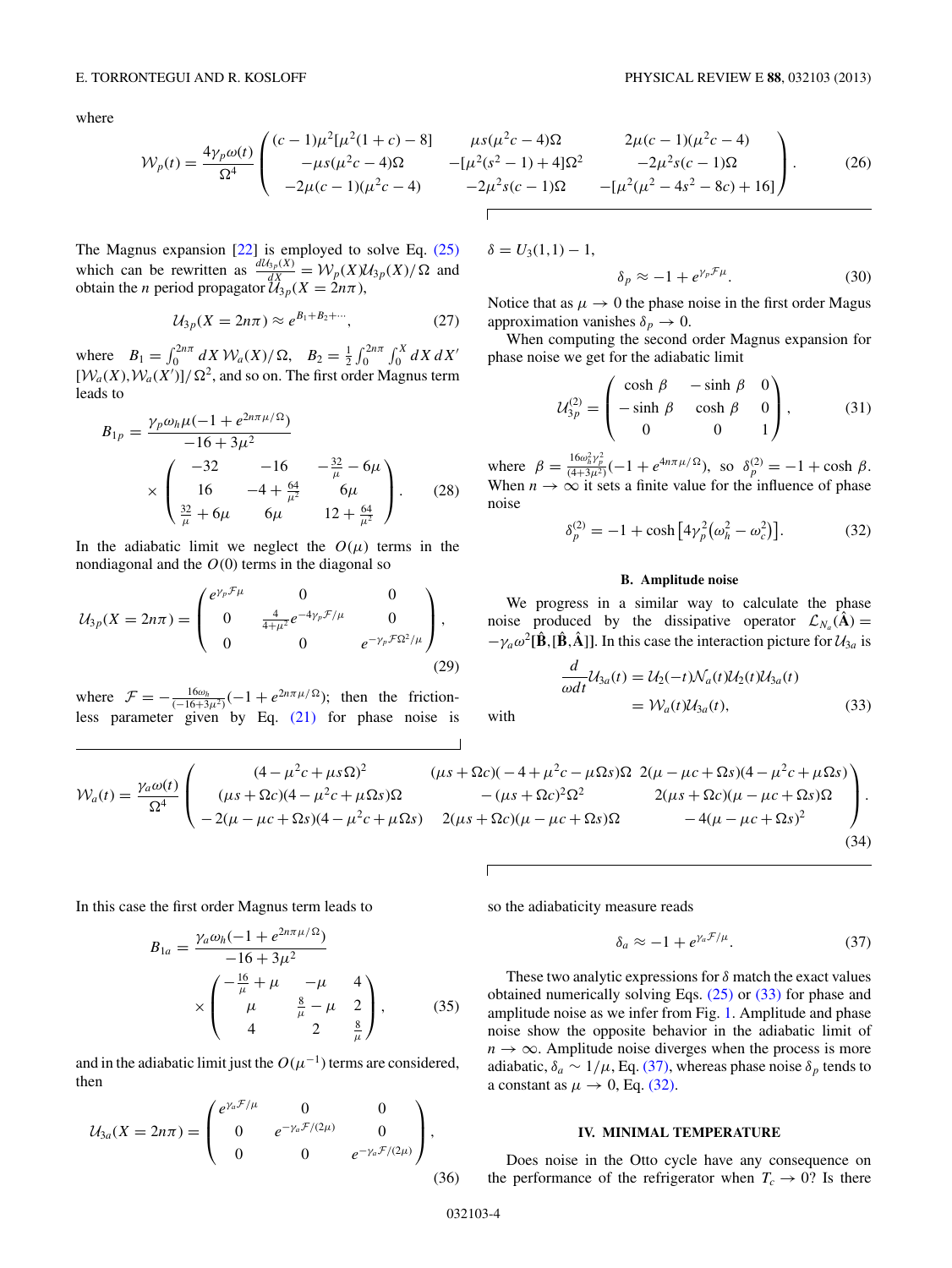where

$$
\mathcal{W}_p(t) = \frac{4\gamma_p \omega(t)}{\Omega^4} \begin{pmatrix} (c-1)\mu^2[\mu^2(1+c)-8] & \mu s(\mu^2 c - 4)\Omega & 2\mu(c-1)(\mu^2 c - 4) \\ -\mu s(\mu^2 c - 4)\Omega & -[\mu^2(s^2-1)+4]\Omega^2 & -2\mu^2 s(c-1)\Omega \\ -2\mu(c-1)(\mu^2 c - 4) & -2\mu^2 s(c-1)\Omega & -[\mu^2(\mu^2 - 4s^2 - 8c) + 16] \end{pmatrix}. \tag{26}
$$

The Magnus expansion [22] is employed to solve Eq. (25) which can be rewritten as $\frac{d\mathcal{U}_{3p}(X)}{dX} = \mathcal{W}_p(X)\mathcal{U}_{3p}(X)/\Omega$ and obtain the $n$ period propagator $\mathcal{U}_{3p}(X = 2n\pi)$,

$$
\mathcal{U}_{3p}(X = 2n\pi) \approx e^{B_1 + B_2 + \cdots}, \tag{27}
$$

where $B_1 = \int_0^{2n\pi} dX\, \mathcal{W}_a(X)/\Omega$, $B_2 = \frac{1}{2}\int_0^{2n\pi}\int_0^X dX\, dX' [\mathcal{W}_a(X), \mathcal{W}_a(X')]/\Omega^2$, and so on. The first order Magnus term leads to

$$
B_{1p} = \frac{\gamma_p \omega_h \mu(-1 + e^{2n\pi\mu/\Omega})}{-16 + 3\mu^2} \times \begin{pmatrix} -32 & -16 & -\frac{32}{\mu} - 6\mu \\ 16 & -4 + \frac{64}{\mu^2} & 6\mu \\ \frac{32}{\mu} + 6\mu & 6\mu & 12 + \frac{64}{\mu^2} \end{pmatrix}. \tag{28}
$$

In the adiabatic limit we neglect the $O(\mu)$ terms in the nondiagonal and the $O(0)$ terms in the diagonal so

$$
\mathcal{U}_{3p}(X = 2n\pi) = \begin{pmatrix} e^{\gamma_p \mathcal{F}\mu} & 0 & 0 \\ 0 & \frac{4}{4+\mu^2} e^{-4\gamma_p \mathcal{F}/\mu} & 0 \\ 0 & 0 & e^{-\gamma_p \mathcal{F}\Omega^2/\mu} \end{pmatrix}, \tag{29}
$$

where $\mathcal{F} = -\frac{16\omega_h}{(-16+3\mu^2)}(-1 + e^{2n\pi\mu/\Omega})$; then the frictionless parameter given by Eq. (21) for phase noise is

$$
\delta = U_3(1,1) - 1,
$$

$$
\delta_p \approx -1 + e^{\gamma_p \mathcal{F}\mu}. \tag{30}
$$

Notice that as $\mu \to 0$ the phase noise in the first order Magus approximation vanishes $\delta_p \to 0$.

When computing the second order Magnus expansion for phase noise we get for the adiabatic limit

$$
\mathcal{U}_{3p}^{(2)} = \begin{pmatrix} \cosh\beta & -\sinh\beta & 0 \\ -\sinh\beta & \cosh\beta & 0 \\ 0 & 0 & 1 \end{pmatrix}, \tag{31}
$$

where $\beta = \frac{16\omega_h^2\gamma_p^2}{(4+3\mu^2)}(-1 + e^{4n\pi\mu/\Omega})$, so $\delta_p^{(2)} = -1 + \cosh\beta$. When $n \to \infty$ it sets a finite value for the influence of phase noise

$$
\delta_p^{(2)} = -1 + \cosh\left[4\gamma_p^2\left(\omega_h^2 - \omega_c^2\right)\right]. \tag{32}
$$

### B. Amplitude noise

We progress in a similar way to calculate the phase noise produced by the dissipative operator $\mathcal{L}_{N_a}(\hat{\mathbf{A}}) = -\gamma_a \omega^2 [\hat{\mathbf{B}}, [\hat{\mathbf{B}}, \hat{\mathbf{A}}]]$. In this case the interaction picture for $\mathcal{U}_{3a}$ is

$$
\begin{aligned}
\frac{d}{\omega dt}\mathcal{U}_{3a}(t) &= \mathcal{U}_2(-t)\mathcal{N}_a(t)\mathcal{U}_2(t)\mathcal{U}_{3a}(t) \\
&= \mathcal{W}_a(t)\mathcal{U}_{3a}(t),
\end{aligned} \tag{33}
$$

with

$$
\mathcal{W}_a(t) = \frac{\gamma_a \omega(t)}{\Omega^4} \begin{pmatrix} (4 - \mu^2 c + \mu s\Omega)^2 & (\mu s + \Omega c)(-4 + \mu^2 c - \mu\Omega s)\Omega & 2(\mu - \mu c + \Omega s)(4 - \mu^2 c + \mu\Omega s) \\ (\mu s + \Omega c)(4 - \mu^2 c + \mu\Omega s)\Omega & -(\mu s + \Omega c)^2\Omega^2 & 2(\mu s + \Omega c)(\mu - \mu c + \Omega s)\Omega \\ -2(\mu - \mu c + \Omega s)(4 - \mu^2 c + \mu\Omega s) & 2(\mu s + \Omega c)(\mu - \mu c + \Omega s)\Omega & -4(\mu - \mu c + \Omega s)^2 \end{pmatrix}. \tag{34}
$$

In this case the first order Magnus term leads to

$$
B_{1a} = \frac{\gamma_a \omega_h(-1 + e^{2n\pi\mu/\Omega})}{-16 + 3\mu^2} \times \begin{pmatrix} -\frac{16}{\mu} + \mu & -\mu & 4 \\ \mu & \frac{8}{\mu} - \mu & 2 \\ 4 & 2 & \frac{8}{\mu} \end{pmatrix}, \tag{35}
$$

and in the adiabatic limit just the $O(\mu^{-1})$ terms are considered, then

$$
\mathcal{U}_{3a}(X = 2n\pi) = \begin{pmatrix} e^{\gamma_a \mathcal{F}/\mu} & 0 & 0 \\ 0 & e^{-\gamma_a \mathcal{F}/(2\mu)} & 0 \\ 0 & 0 & e^{-\gamma_a \mathcal{F}/(2\mu)} \end{pmatrix}, \tag{36}
$$

so the adiabaticity measure reads

$$
\delta_a \approx -1 + e^{\gamma_a \mathcal{F}/\mu}. \tag{37}
$$

These two analytic expressions for $\delta$ match the exact values obtained numerically solving Eqs. (25) or (33) for phase and amplitude noise as we infer from Fig. 1. Amplitude and phase noise show the opposite behavior in the adiabatic limit of $n \to \infty$. Amplitude noise diverges when the process is more adiabatic, $\delta_a \sim 1/\mu$, Eq. (37), whereas phase noise $\delta_p$ tends to a constant as $\mu \to 0$, Eq. (32).

## IV. MINIMAL TEMPERATURE

Does noise in the Otto cycle have any consequence on the performance of the refrigerator when $T_c \to 0$? Is there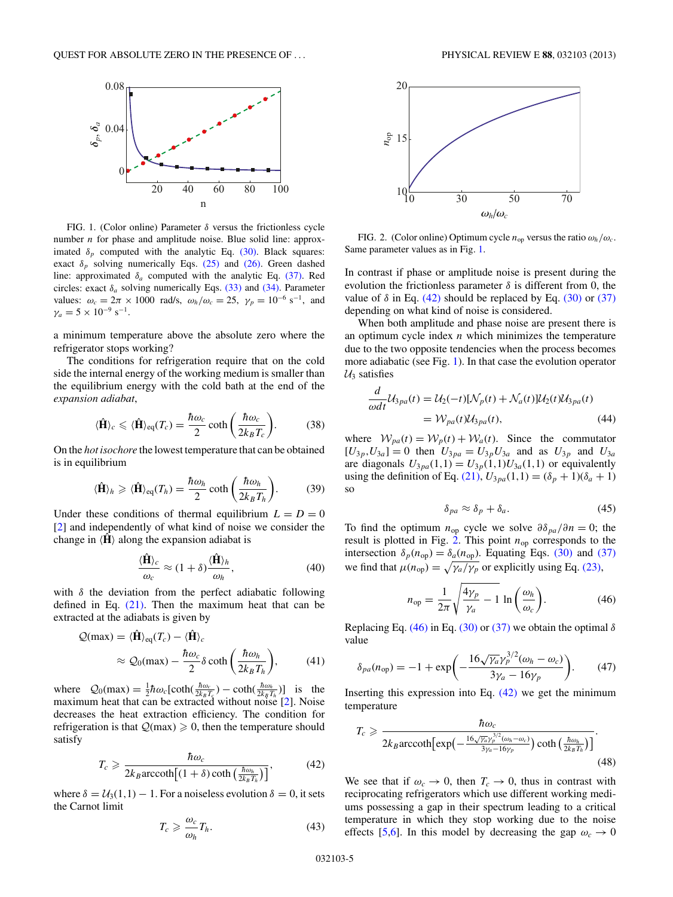FIG. 1. (Color online) Parameter $\delta$ versus the frictionless cycle number $n$ for phase and amplitude noise. Blue solid line: approximated $\delta_p$ computed with the analytic Eq. (30). Black squares: exact $\delta_p$ solving numerically Eqs. (25) and (26). Green dashed line: approximated $\delta_a$ computed with the analytic Eq. (37). Red circles: exact $\delta_a$ solving numerically Eqs. (33) and (34). Parameter values: $\omega_c = 2\pi \times 1000$ rad/s, $\omega_h/\omega_c = 25$, $\gamma_p = 10^{-6}$ s$^{-1}$, and $\gamma_a = 5 \times 10^{-9}$ s$^{-1}$.

a minimum temperature above the absolute zero where the refrigerator stops working?

The conditions for refrigeration require that on the cold side the internal energy of the working medium is smaller than the equilibrium energy with the cold bath at the end of the *expansion adiabat*,

$$\langle \hat{\mathbf{H}} \rangle_c \leqslant \langle \hat{\mathbf{H}} \rangle_{eq}(T_c) = \frac{\hbar\omega_c}{2} \coth\left(\frac{\hbar\omega_c}{2k_B T_c}\right). \tag{38}$$

On the *hot isochore* the lowest temperature that can be obtained is in equilibrium

$$\langle \hat{\mathbf{H}} \rangle_h \geqslant \langle \hat{\mathbf{H}} \rangle_{eq}(T_h) = \frac{\hbar\omega_h}{2} \coth\left(\frac{\hbar\omega_h}{2k_B T_h}\right). \tag{39}$$

Under these conditions of thermal equilibrium $L = D = 0$ [2] and independently of what kind of noise we consider the change in $\langle \hat{\mathbf{H}} \rangle$ along the expansion adiabat is

$$\frac{\langle \hat{\mathbf{H}} \rangle_c}{\omega_c} \approx (1+\delta)\frac{\langle \hat{\mathbf{H}} \rangle_h}{\omega_h}, \tag{40}$$

with $\delta$ the deviation from the perfect adiabatic following defined in Eq. (21). Then the maximum heat that can be extracted at the adiabats is given by

$$\begin{aligned}\mathcal{Q}(\max) &= \langle \hat{\mathbf{H}} \rangle_{eq}(T_c) - \langle \hat{\mathbf{H}} \rangle_c \\ &\approx \mathcal{Q}_0(\max) - \frac{\hbar\omega_c}{2}\delta \coth\left(\frac{\hbar\omega_h}{2k_B T_h}\right),\end{aligned} \tag{41}$$

where $\mathcal{Q}_0(\max) = \frac{1}{2}\hbar\omega_c[\coth(\frac{\hbar\omega_c}{2k_B T_c}) - \coth(\frac{\hbar\omega_h}{2k_B T_h})]$ is the maximum heat that can be extracted without noise [2]. Noise decreases the heat extraction efficiency. The condition for refrigeration is that $\mathcal{Q}(\max) \geqslant 0$, then the temperature should satisfy

$$T_c \geqslant \frac{\hbar\omega_c}{2k_B \text{arccoth}\left[(1+\delta)\coth\left(\frac{\hbar\omega_h}{2k_B T_h}\right)\right]}, \tag{42}$$

where $\delta = \mathcal{U}_3(1,1) - 1$. For a noiseless evolution $\delta = 0$, it sets the Carnot limit

$$T_c \geqslant \frac{\omega_c}{\omega_h} T_h. \tag{43}$$

FIG. 2. (Color online) Optimum cycle $n_{\text{op}}$ versus the ratio $\omega_h/\omega_c$. Same parameter values as in Fig. 1.

In contrast if phase or amplitude noise is present during the evolution the frictionless parameter $\delta$ is different from 0, the value of $\delta$ in Eq. (42) should be replaced by Eq. (30) or (37) depending on what kind of noise is considered.

When both amplitude and phase noise are present there is an optimum cycle index $n$ which minimizes the temperature due to the two opposite tendencies when the process becomes more adiabatic (see Fig. 1). In that case the evolution operator $\mathcal{U}_3$ satisfies

$$\begin{aligned}\frac{d}{\omega dt}\mathcal{U}_{3pa}(t) &= \mathcal{U}_2(-t)[\mathcal{N}_p(t) + \mathcal{N}_a(t)]\mathcal{U}_2(t)\mathcal{U}_{3pa}(t) \\ &= \mathcal{W}_{pa}(t)\mathcal{U}_{3pa}(t),\end{aligned} \tag{44}$$

where $\mathcal{W}_{pa}(t) = \mathcal{W}_p(t) + \mathcal{W}_a(t)$. Since the commutator $[U_{3p}, U_{3a}] = 0$ then $U_{3pa} = U_{3p}U_{3a}$ and as $U_{3p}$ and $U_{3a}$ are diagonals $U_{3pa}(1,1) = U_{3p}(1,1)U_{3a}(1,1)$ or equivalently using the definition of Eq. (21), $U_{3pa}(1,1) = (\delta_p + 1)(\delta_a + 1)$ so

$$\delta_{pa} \approx \delta_p + \delta_a. \tag{45}$$

To find the optimum $n_{\text{op}}$ cycle we solve $\partial\delta_{pa}/\partial n = 0$; the result is plotted in Fig. 2. This point $n_{\text{op}}$ corresponds to the intersection $\delta_p(n_{\text{op}}) = \delta_a(n_{\text{op}})$. Equating Eqs. (30) and (37) we find that $\mu(n_{\text{op}}) = \sqrt{\gamma_a/\gamma_p}$ or explicitly using Eq. (23),

$$n_{\text{op}} = \frac{1}{2\pi}\sqrt{\frac{4\gamma_p}{\gamma_a} - 1}\,\ln\left(\frac{\omega_h}{\omega_c}\right). \tag{46}$$

Replacing Eq. (46) in Eq. (30) or (37) we obtain the optimal $\delta$ value

$$\delta_{pa}(n_{\text{op}}) = -1 + \exp\left(-\frac{16\sqrt{\gamma_a}\gamma_p^{3/2}(\omega_h - \omega_c)}{3\gamma_a - 16\gamma_p}\right). \tag{47}$$

Inserting this expression into Eq. (42) we get the minimum temperature

$$T_c \geqslant \frac{\hbar\omega_c}{2k_B \text{arccoth}\left[\exp\left(-\frac{16\sqrt{\gamma_a}\gamma_p^{3/2}(\omega_h-\omega_c)}{3\gamma_a - 16\gamma_p}\right)\coth\left(\frac{\hbar\omega_h}{2k_B T_h}\right)\right]}. \tag{48}$$

We see that if $\omega_c \to 0$, then $T_c \to 0$, thus in contrast with reciprocating refrigerators which use different working mediums possessing a gap in their spectrum leading to a critical temperature in which they stop working due to the noise effects [5,6]. In this model by decreasing the gap $\omega_c \to 0$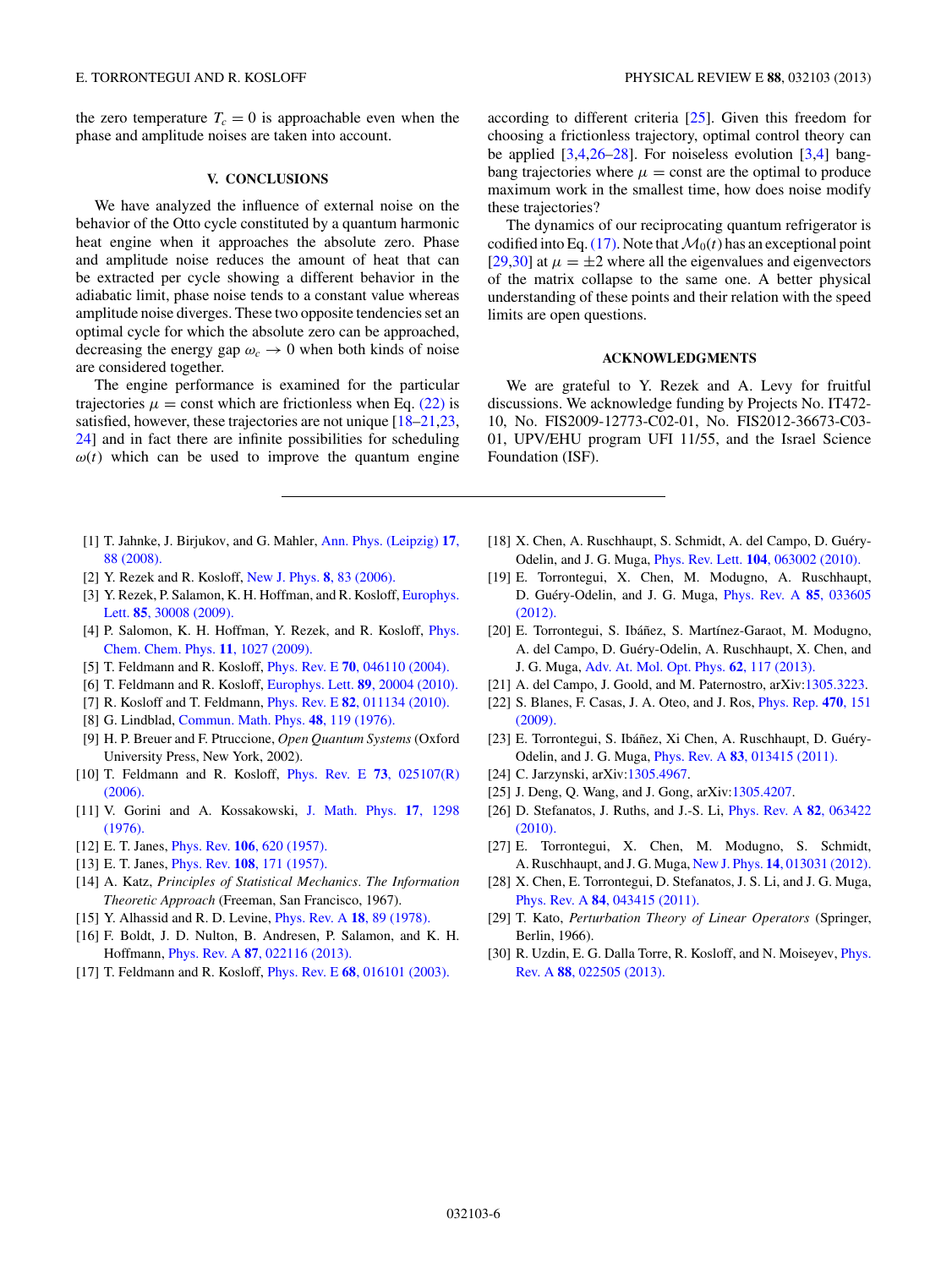the zero temperature $T_c = 0$ is approachable even when the phase and amplitude noises are taken into account.

## V. CONCLUSIONS

We have analyzed the influence of external noise on the behavior of the Otto cycle constituted by a quantum harmonic heat engine when it approaches the absolute zero. Phase and amplitude noise reduces the amount of heat that can be extracted per cycle showing a different behavior in the adiabatic limit, phase noise tends to a constant value whereas amplitude noise diverges. These two opposite tendencies set an optimal cycle for which the absolute zero can be approached, decreasing the energy gap $\omega_c \to 0$ when both kinds of noise are considered together.

The engine performance is examined for the particular trajectories $\mu = \text{const}$ which are frictionless when Eq. (22) is satisfied, however, these trajectories are not unique [18–21,23,24] and in fact there are infinite possibilities for scheduling $\omega(t)$ which can be used to improve the quantum engine according to different criteria [25]. Given this freedom for choosing a frictionless trajectory, optimal control theory can be applied [3,4,26–28]. For noiseless evolution [3,4] bang-bang trajectories where $\mu = \text{const}$ are the optimal to produce maximum work in the smallest time, how does noise modify these trajectories?

The dynamics of our reciprocating quantum refrigerator is codified into Eq. (17). Note that $\mathcal{M}_0(t)$ has an exceptional point [29,30] at $\mu = \pm 2$ where all the eigenvalues and eigenvectors of the matrix collapse to the same one. A better physical understanding of these points and their relation with the speed limits are open questions.

## ACKNOWLEDGMENTS

We are grateful to Y. Rezek and A. Levy for fruitful discussions. We acknowledge funding by Projects No. IT472-10, No. FIS2009-12773-C02-01, No. FIS2012-36673-C03-01, UPV/EHU program UFI 11/55, and the Israel Science Foundation (ISF).

---

[1] T. Jahnke, J. Birjukov, and G. Mahler, Ann. Phys. (Leipzig) **17**, 88 (2008).

[2] Y. Rezek and R. Kosloff, New J. Phys. **8**, 83 (2006).

[3] Y. Rezek, P. Salamon, K. H. Hoffman, and R. Kosloff, Europhys. Lett. **85**, 30008 (2009).

[4] P. Salomon, K. H. Hoffman, Y. Rezek, and R. Kosloff, Phys. Chem. Chem. Phys. **11**, 1027 (2009).

[5] T. Feldmann and R. Kosloff, Phys. Rev. E **70**, 046110 (2004).

[6] T. Feldmann and R. Kosloff, Europhys. Lett. **89**, 20004 (2010).

[7] R. Kosloff and T. Feldmann, Phys. Rev. E **82**, 011134 (2010).

[8] G. Lindblad, Commun. Math. Phys. **48**, 119 (1976).

[9] H. P. Breuer and F. Ptruccione, *Open Quantum Systems* (Oxford University Press, New York, 2002).

[10] T. Feldmann and R. Kosloff, Phys. Rev. E **73**, 025107(R) (2006).

[11] V. Gorini and A. Kossakowski, J. Math. Phys. **17**, 1298 (1976).

[12] E. T. Janes, Phys. Rev. **106**, 620 (1957).

[13] E. T. Janes, Phys. Rev. **108**, 171 (1957).

[14] A. Katz, *Principles of Statistical Mechanics. The Information Theoretic Approach* (Freeman, San Francisco, 1967).

[15] Y. Alhassid and R. D. Levine, Phys. Rev. A **18**, 89 (1978).

[16] F. Boldt, J. D. Nulton, B. Andresen, P. Salamon, and K. H. Hoffmann, Phys. Rev. A **87**, 022116 (2013).

[17] T. Feldmann and R. Kosloff, Phys. Rev. E **68**, 016101 (2003).

[18] X. Chen, A. Ruschhaupt, S. Schmidt, A. del Campo, D. Guéry-Odelin, and J. G. Muga, Phys. Rev. Lett. **104**, 063002 (2010).

[19] E. Torrontegui, X. Chen, M. Modugno, A. Ruschhaupt, D. Guéry-Odelin, and J. G. Muga, Phys. Rev. A **85**, 033605 (2012).

[20] E. Torrontegui, S. Ibáñez, S. Martínez-Garaot, M. Modugno, A. del Campo, D. Guéry-Odelin, A. Ruschhaupt, X. Chen, and J. G. Muga, Adv. At. Mol. Opt. Phys. **62**, 117 (2013).

[21] A. del Campo, J. Goold, and M. Paternostro, arXiv:1305.3223.

[22] S. Blanes, F. Casas, J. A. Oteo, and J. Ros, Phys. Rep. **470**, 151 (2009).

[23] E. Torrontegui, S. Ibáñez, Xi Chen, A. Ruschhaupt, D. Guéry-Odelin, and J. G. Muga, Phys. Rev. A **83**, 013415 (2011).

[24] C. Jarzynski, arXiv:1305.4967.

[25] J. Deng, Q. Wang, and J. Gong, arXiv:1305.4207.

[26] D. Stefanatos, J. Ruths, and J.-S. Li, Phys. Rev. A **82**, 063422 (2010).

[27] E. Torrontegui, X. Chen, M. Modugno, S. Schmidt, A. Ruschhaupt, and J. G. Muga, New J. Phys. **14**, 013031 (2012).

[28] X. Chen, E. Torrontegui, D. Stefanatos, J. S. Li, and J. G. Muga, Phys. Rev. A **84**, 043415 (2011).

[29] T. Kato, *Perturbation Theory of Linear Operators* (Springer, Berlin, 1966).

[30] R. Uzdin, E. G. Dalla Torre, R. Kosloff, and N. Moiseyev, Phys. Rev. A **88**, 022505 (2013).